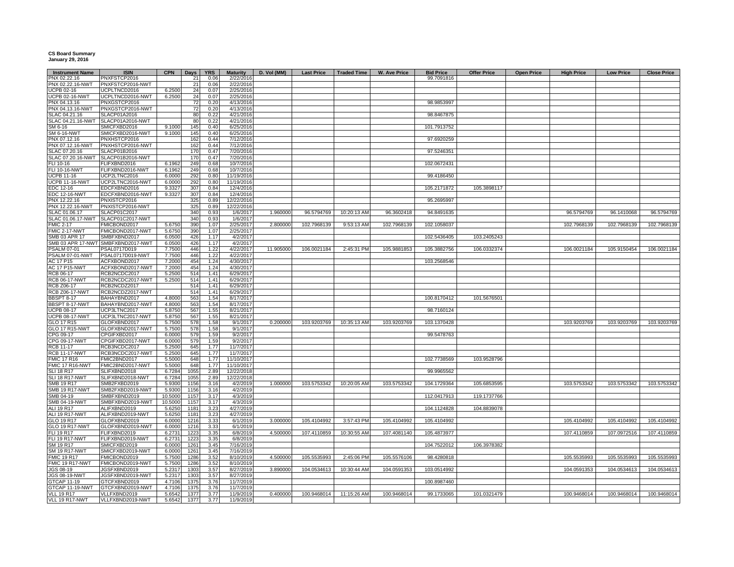**CS Board Summary**
**January 29, 2016**

| Instrument Name | ISIN | CPN | Days | YRS | Maturity | D. Vol (MM) | Last Price | Traded Time | W. Ave Price | Bid Price | Offer Price | Open Price | High Price | Low Price | Close Price |
|---|---|---|---|---|---|---|---|---|---|---|---|---|---|---|---|
| PNX 02.22.16 | PNXFSTCP2016 | | 21 | 0.06 | 2/22/2016 | | | | | 99.7091816 | | | | | |
| PNX 02.22.16-NWT | PNXFSTCP2016-NWT | | 21 | 0.06 | 2/22/2016 | | | | | | | | | | |
| UCPB 02-16 | UCPLTNCD2016 | 6.2500 | 24 | 0.07 | 2/25/2016 | | | | | | | | | | |
| UCPB 02-16-NWT | UCPLTNCD2016-NWT | 6.2500 | 24 | 0.07 | 2/25/2016 | | | | | | | | | | |
| PNX 04.13.16 | PNXGSTCP2016 | | 72 | 0.20 | 4/13/2016 | | | | | 98.9853997 | | | | | |
| PNX 04.13.16-NWT | PNXGSTCP2016-NWT | | 72 | 0.20 | 4/13/2016 | | | | | | | | | | |
| SLAC 04.21.16 | SLACP01A2016 | | 80 | 0.22 | 4/21/2016 | | | | | 98.8467875 | | | | | |
| SLAC 04.21.16-NWT | SLACP01A2016-NWT | | 80 | 0.22 | 4/21/2016 | | | | | | | | | | |
| SM 6-16 | SMICFXBD2016 | 9.1000 | 145 | 0.40 | 6/25/2016 | | | | | 101.7913752 | | | | | |
| SM 6-16-NWT | SMICFXBD2016-NWT | 9.1000 | 145 | 0.40 | 6/25/2016 | | | | | | | | | | |
| PNX 07.12.16 | PNXHSTCP2016 | | 162 | 0.44 | 7/12/2016 | | | | | 97.6920259 | | | | | |
| PNX 07.12.16-NWT | PNXHSTCP2016-NWT | | 162 | 0.44 | 7/12/2016 | | | | | | | | | | |
| SLAC 07.20.16 | SLACP01B2016 | | 170 | 0.47 | 7/20/2016 | | | | | 97.5246351 | | | | | |
| SLAC 07.20.16-NWT | SLACP01B2016-NWT | | 170 | 0.47 | 7/20/2016 | | | | | | | | | | |
| FLI 10-16 | FLIFXBND2016 | 6.1962 | 249 | 0.68 | 10/7/2016 | | | | | 102.0672431 | | | | | |
| FLI 10-16-NWT | FLIFXBND2016-NWT | 6.1962 | 249 | 0.68 | 10/7/2016 | | | | | | | | | | |
| UCPB 11-16 | UCP2LTNC2016 | 6.0000 | 292 | 0.80 | 11/19/2016 | | | | | 99.4186450 | | | | | |
| UCPB 11-16-NWT | UCP2LTNC2016-NWT | 6.0000 | 292 | 0.80 | 11/19/2016 | | | | | | | | | | |
| EDC 12-16 | EDCFXBND2016 | 9.3327 | 307 | 0.84 | 12/4/2016 | | | | | 105.2171872 | 105.3898117 | | | | |
| EDC 12-16-NWT | EDCFXBND2016-NWT | 9.3327 | 307 | 0.84 | 12/4/2016 | | | | | | | | | | |
| PNX 12.22.16 | PNXISTCP2016 | | 325 | 0.89 | 12/22/2016 | | | | | 95.2695997 | | | | | |
| PNX 12.22.16-NWT | PNXISTCP2016-NWT | | 325 | 0.89 | 12/22/2016 | | | | | | | | | | |
| SLAC 01.06.17 | SLACP01C2017 | | 340 | 0.93 | 1/6/2017 | 1.960000 | 96.5794769 | 10:20:13 AM | 96.3602418 | 94.8491635 | | | 96.5794769 | 96.1410068 | 96.5794769 |
| SLAC 01.06.17-NWT | SLACP01C2017-NWT | | 340 | 0.93 | 1/6/2017 | | | | | | | | | | |
| FMIC 2-17 | FMICBOND2017 | 5.6750 | 390 | 1.07 | 2/25/2017 | 2.800000 | 102.7968139 | 9:53:13 AM | 102.7968139 | 102.1058037 | | | 102.7968139 | 102.7968139 | 102.7968139 |
| FMIC 2-17-NWT | FMICBOND2017-NWT | 5.6750 | 390 | 1.07 | 2/25/2017 | | | | | | | | | | |
| SMB 03 APR 17 | SMBFXBND2017 | 6.0500 | 426 | 1.17 | 4/2/2017 | | | | | 102.5436405 | 103.2405243 | | | | |
| SMB 03 APR 17-NWT | SMBFXBND2017-NWT | 6.0500 | 426 | 1.17 | 4/2/2017 | | | | | | | | | | |
| PSALM 07-01 | PSAL0717D019 | 7.7500 | 446 | 1.22 | 4/22/2017 | 11.905000 | 106.0021184 | 2:45:31 PM | 105.9881853 | 105.3882756 | 106.0332374 | | 106.0021184 | 105.9150454 | 106.0021184 |
| PSALM 07-01-NWT | PSAL0717D019-NWT | 7.7500 | 446 | 1.22 | 4/22/2017 | | | | | | | | | | |
| AC 17 P15 | ACFXBOND2017 | 7.2000 | 454 | 1.24 | 4/30/2017 | | | | | 103.2568546 | | | | | |
| AC 17 P15-NWT | ACFXBOND2017-NWT | 7.2000 | 454 | 1.24 | 4/30/2017 | | | | | | | | | | |
| RCB 06-17 | RCB2NCDC2017 | 5.2500 | 514 | 1.41 | 6/29/2017 | | | | | | | | | | |
| RCB 06-17-NWT | RCB2NCDC2017-NWT | 5.2500 | 514 | 1.41 | 6/29/2017 | | | | | | | | | | |
| RCB Z06-17 | RCB2NCDZ2017 | | 514 | 1.41 | 6/29/2017 | | | | | | | | | | |
| RCB Z06-17-NWT | RCB2NCDZ2017-NWT | | 514 | 1.41 | 6/29/2017 | | | | | | | | | | |
| BBSPT 8-17 | BAHAYBND2017 | 4.8000 | 563 | 1.54 | 8/17/2017 | | | | | 100.8170412 | 101.5676501 | | | | |
| BBSPT 8-17-NWT | BAHAYBND2017-NWT | 4.8000 | 563 | 1.54 | 8/17/2017 | | | | | | | | | | |
| UCPB 08-17 | UCP3LTNC2017 | 5.8750 | 567 | 1.55 | 8/21/2017 | | | | | 98.7160124 | | | | | |
| UCPB 08-17-NWT | UCP3LTNC2017-NWT | 5.8750 | 567 | 1.55 | 8/21/2017 | | | | | | | | | | |
| GLO 17 R15 | GLOFXBND2017 | 5.7500 | 578 | 1.58 | 9/1/2017 | 0.200000 | 103.9203769 | 10:35:13 AM | 103.9203769 | 103.1370428 | | | 103.9203769 | 103.9203769 | 103.9203769 |
| GLO 17 R15-NWT | GLOFXBND2017-NWT | 5.7500 | 578 | 1.58 | 9/1/2017 | | | | | | | | | | |
| CPG 09-17 | CPGIFXBD2017 | 6.0000 | 579 | 1.59 | 9/2/2017 | | | | | 99.5478763 | | | | | |
| CPG 09-17-NWT | CPGIFXBD2017-NWT | 6.0000 | 579 | 1.59 | 9/2/2017 | | | | | | | | | | |
| RCB 11-17 | RCB3NCDC2017 | 5.2500 | 645 | 1.77 | 11/7/2017 | | | | | | | | | | |
| RCB 11-17-NWT | RCB3NCDC2017-NWT | 5.2500 | 645 | 1.77 | 11/7/2017 | | | | | | | | | | |
| FMIC 17 R16 | FMIC2BND2017 | 5.5000 | 648 | 1.77 | 11/10/2017 | | | | | 102.7738569 | 103.9528796 | | | | |
| FMIC 17 R16-NWT | FMIC2BND2017-NWT | 5.5000 | 648 | 1.77 | 11/10/2017 | | | | | | | | | | |
| SLI 18 R17 | SLIFXBND2018 | 6.7284 | 1055 | 2.89 | 12/22/2018 | | | | | 99.9965562 | | | | | |
| SLI 18 R17-NWT | SLIFXBND2018-NWT | 6.7284 | 1055 | 2.89 | 12/22/2018 | | | | | | | | | | |
| SMB 19 R17 | SMB2FXBD2019 | 5.9300 | 1156 | 3.16 | 4/2/2019 | 1.000000 | 103.5753342 | 10:20:05 AM | 103.5753342 | 104.1729364 | 105.6853595 | | 103.5753342 | 103.5753342 | 103.5753342 |
| SMB 19 R17-NWT | SMB2FXBD2019-NWT | 5.9300 | 1156 | 3.16 | 4/2/2019 | | | | | | | | | | |
| SMB 04-19 | SMBFXBND2019 | 10.5000 | 1157 | 3.17 | 4/3/2019 | | | | | 112.0417913 | 119.1737766 | | | | |
| SMB 04-19-NWT | SMBFXBND2019-NWT | 10.5000 | 1157 | 3.17 | 4/3/2019 | | | | | | | | | | |
| ALI 19 R17 | ALIFXBND2019 | 5.6250 | 1181 | 3.23 | 4/27/2019 | | | | | 104.1124828 | 104.8839078 | | | | |
| ALI 19 R17-NWT | ALIFXBND2019-NWT | 5.6250 | 1181 | 3.23 | 4/27/2019 | | | | | | | | | | |
| GLO 19 R17 | GLOFXBND2019 | 6.0000 | 1216 | 3.33 | 6/1/2019 | 3.000000 | 105.4104992 | 3:57:43 PM | 105.4104992 | 105.4104992 | | | 105.4104992 | 105.4104992 | 105.4104992 |
| GLO 19 R17-NWT | GLOFXBND2019-NWT | 6.0000 | 1216 | 3.33 | 6/1/2019 | | | | | | | | | | |
| FLI 19 R17 | FLIFXBND2019 | 6.2731 | 1223 | 3.35 | 6/8/2019 | 4.500000 | 107.4110859 | 10:30:55 AM | 107.4081140 | 105.4873977 | | | 107.4110859 | 107.0972516 | 107.4110859 |
| FLI 19 R17-NWT | FLIFXBND2019-NWT | 6.2731 | 1223 | 3.35 | 6/8/2019 | | | | | | | | | | |
| SM 19 R17 | SMICFXBD2019 | 6.0000 | 1261 | 3.45 | 7/16/2019 | | | | | 104.7522012 | 106.3978382 | | | | |
| SM 19 R17-NWT | SMICFXBD2019-NWT | 6.0000 | 1261 | 3.45 | 7/16/2019 | | | | | | | | | | |
| FMIC 19 R17 | FMICBOND2019 | 5.7500 | 1286 | 3.52 | 8/10/2019 | 4.500000 | 105.5535993 | 2:45:06 PM | 105.5576106 | 98.4280818 | | | 105.5535993 | 105.5535993 | 105.5535993 |
| FMIC 19 R17-NWT | FMICBOND2019-NWT | 5.7500 | 1286 | 3.52 | 8/10/2019 | | | | | | | | | | |
| JGS 08-19 | JGSFXBND2019 | 5.2317 | 1303 | 3.57 | 8/27/2019 | 3.890000 | 104.0534613 | 10:30:44 AM | 104.0591353 | 103.0514992 | | | 104.0591353 | 104.0534613 | 104.0534613 |
| JGS 08-19-NWT | JGSFXBND2019-NWT | 5.2317 | 1303 | 3.57 | 8/27/2019 | | | | | | | | | | |
| GTCAP 11-19 | GTCFXBND2019 | 4.7106 | 1375 | 3.76 | 11/7/2019 | | | | | 100.8987460 | | | | | |
| GTCAP 11-19-NWT | GTCFXBND2019-NWT | 4.7106 | 1375 | 3.76 | 11/7/2019 | | | | | | | | | | |
| VLL 19 R17 | VLLFXBND2019 | 5.6542 | 1377 | 3.77 | 11/9/2019 | 0.400000 | 100.9468014 | 11:15:26 AM | 100.9468014 | 99.1733065 | 101.0321479 | | 100.9468014 | 100.9468014 | 100.9468014 |
| VLL 19 R17-NWT | VLLFXBND2019-NWT | 5.6542 | 1377 | 3.77 | 11/9/2019 | | | | | | | | | | |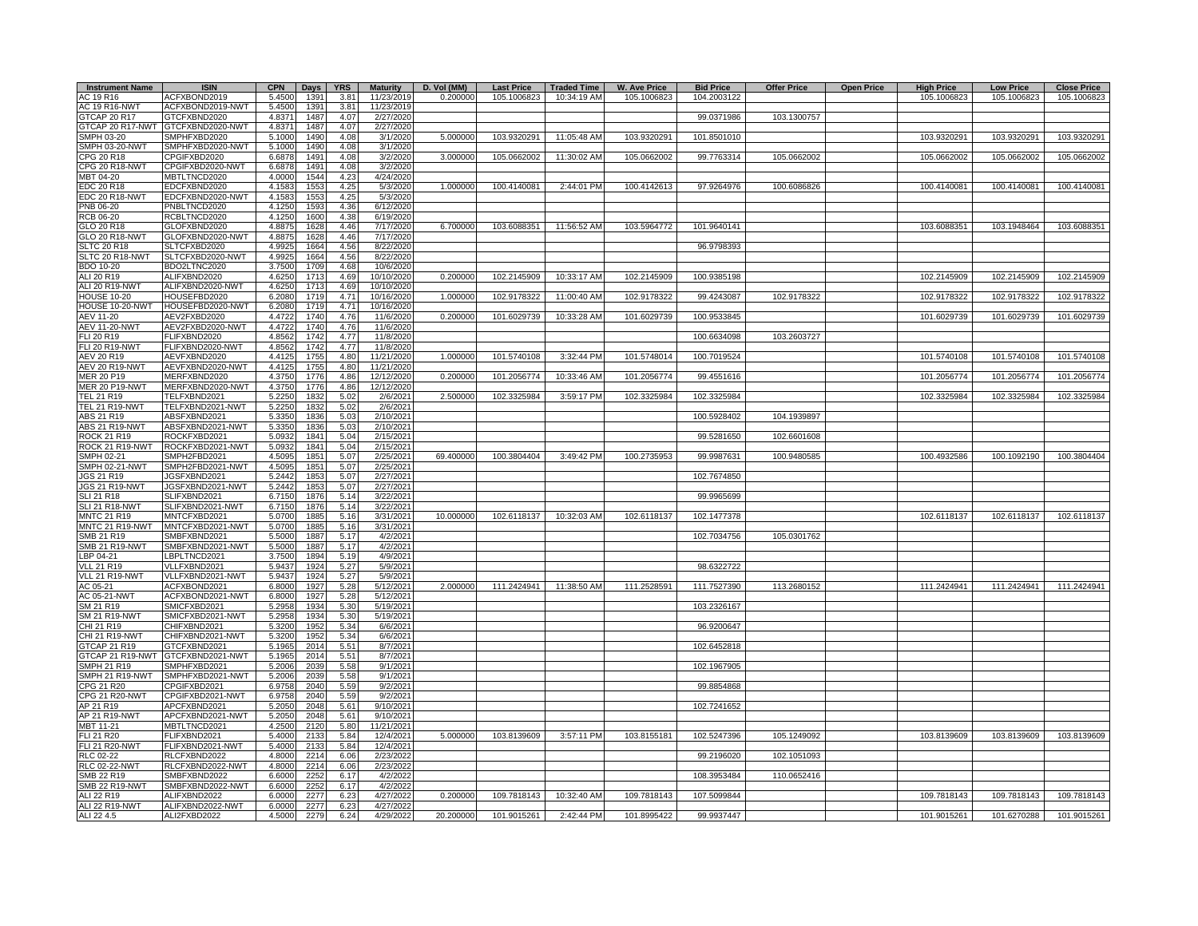| Instrument Name | ISIN | CPN | Days | YRS | Maturity | D. Vol (MM) | Last Price | Traded Time | W. Ave Price | Bid Price | Offer Price | Open Price | High Price | Low Price | Close Price |
|---|---|---|---|---|---|---|---|---|---|---|---|---|---|---|---|
| AC 19 R16 | ACFXBOND2019 | 5.4500 | 1391 | 3.81 | 11/23/2019 | 0.200000 | 105.1006823 | 10:34:19 AM | 105.1006823 | 104.2003122 | | | 105.1006823 | 105.1006823 | 105.1006823 |
| AC 19 R16-NWT | ACFXBOND2019-NWT | 5.4500 | 1391 | 3.81 | 11/23/2019 | | | | | | | | | | |
| GTCAP 20 R17 | GTCFXBND2020 | 4.8371 | 1487 | 4.07 | 2/27/2020 | | | | | 99.0371986 | 103.1300757 | | | | |
| GTCAP 20 R17-NWT | GTCFXBND2020-NWT | 4.8371 | 1487 | 4.07 | 2/27/2020 | | | | | | | | | | |
| SMPH 03-20 | SMPHFXBD2020 | 5.1000 | 1490 | 4.08 | 3/1/2020 | 5.000000 | 103.9320291 | 11:05:48 AM | 103.9320291 | 101.8501010 | | | 103.9320291 | 103.9320291 | 103.9320291 |
| SMPH 03-20-NWT | SMPHFXBD2020-NWT | 5.1000 | 1490 | 4.08 | 3/1/2020 | | | | | | | | | | |
| CPG 20 R18 | CPGIFXBD2020 | 6.6878 | 1491 | 4.08 | 3/2/2020 | 3.000000 | 105.0662002 | 11:30:02 AM | 105.0662002 | 99.7763314 | 105.0662002 | | 105.0662002 | 105.0662002 | 105.0662002 |
| CPG 20 R18-NWT | CPGIFXBD2020-NWT | 6.6878 | 1491 | 4.08 | 3/2/2020 | | | | | | | | | | |
| MBT 04-20 | MBTLTNCD2020 | 4.0000 | 1544 | 4.23 | 4/24/2020 | | | | | | | | | | |
| EDC 20 R18 | EDCFXBND2020 | 4.1583 | 1553 | 4.25 | 5/3/2020 | 1.000000 | 100.4140081 | 2:44:01 PM | 100.4142613 | 97.9264976 | 100.6086826 | | 100.4140081 | 100.4140081 | 100.4140081 |
| EDC 20 R18-NWT | EDCFXBND2020-NWT | 4.1583 | 1553 | 4.25 | 5/3/2020 | | | | | | | | | | |
| PNB 06-20 | PNBLTNCD2020 | 4.1250 | 1593 | 4.36 | 6/12/2020 | | | | | | | | | | |
| RCB 06-20 | RCBLTNCD2020 | 4.1250 | 1600 | 4.38 | 6/19/2020 | | | | | | | | | | |
| GLO 20 R18 | GLOFXBND2020 | 4.8875 | 1628 | 4.46 | 7/17/2020 | 6.700000 | 103.6088351 | 11:56:52 AM | 103.5964772 | 101.9640141 | | | 103.6088351 | 103.1948464 | 103.6088351 |
| GLO 20 R18-NWT | GLOFXBND2020-NWT | 4.8875 | 1628 | 4.46 | 7/17/2020 | | | | | | | | | | |
| SLTC 20 R18 | SLTCFXBD2020 | 4.9925 | 1664 | 4.56 | 8/22/2020 | | | | | 96.9798393 | | | | | |
| SLTC 20 R18-NWT | SLTCFXBD2020-NWT | 4.9925 | 1664 | 4.56 | 8/22/2020 | | | | | | | | | | |
| BDO 10-20 | BDO2LTNC2020 | 3.7500 | 1709 | 4.68 | 10/6/2020 | | | | | | | | | | |
| ALI 20 R19 | ALIFXBND2020 | 4.6250 | 1713 | 4.69 | 10/10/2020 | 0.200000 | 102.2145909 | 10:33:17 AM | 102.2145909 | 100.9385198 | | | 102.2145909 | 102.2145909 | 102.2145909 |
| ALI 20 R19-NWT | ALIFXBND2020-NWT | 4.6250 | 1713 | 4.69 | 10/10/2020 | | | | | | | | | | |
| HOUSE 10-20 | HOUSEFBD2020 | 6.2080 | 1719 | 4.71 | 10/16/2020 | 1.000000 | 102.9178322 | 11:00:40 AM | 102.9178322 | 99.4243087 | 102.9178322 | | 102.9178322 | 102.9178322 | 102.9178322 |
| HOUSE 10-20-NWT | HOUSEFBD2020-NWT | 6.2080 | 1719 | 4.71 | 10/16/2020 | | | | | | | | | | |
| AEV 11-20 | AEV2FXBD2020 | 4.4722 | 1740 | 4.76 | 11/6/2020 | 0.200000 | 101.6029739 | 10:33:28 AM | 101.6029739 | 100.9533845 | | | 101.6029739 | 101.6029739 | 101.6029739 |
| AEV 11-20-NWT | AEV2FXBD2020-NWT | 4.4722 | 1740 | 4.76 | 11/6/2020 | | | | | | | | | | |
| FLI 20 R19 | FLIFXBND2020 | 4.8562 | 1742 | 4.77 | 11/8/2020 | | | | | 100.6634098 | 103.2603727 | | | | |
| FLI 20 R19-NWT | FLIFXBND2020-NWT | 4.8562 | 1742 | 4.77 | 11/8/2020 | | | | | | | | | | |
| AEV 20 R19 | AEVFXBND2020 | 4.4125 | 1755 | 4.80 | 11/21/2020 | 1.000000 | 101.5740108 | 3:32:44 PM | 101.5748014 | 100.7019524 | | | 101.5740108 | 101.5740108 | 101.5740108 |
| AEV 20 R19-NWT | AEVFXBND2020-NWT | 4.4125 | 1755 | 4.80 | 11/21/2020 | | | | | | | | | | |
| MER 20 P19 | MERFXBND2020 | 4.3750 | 1776 | 4.86 | 12/12/2020 | 0.200000 | 101.2056774 | 10:33:46 AM | 101.2056774 | 99.4551616 | | | 101.2056774 | 101.2056774 | 101.2056774 |
| MER 20 P19-NWT | MERFXBND2020-NWT | 4.3750 | 1776 | 4.86 | 12/12/2020 | | | | | | | | | | |
| TEL 21 R19 | TELFXBND2021 | 5.2250 | 1832 | 5.02 | 2/6/2021 | 2.500000 | 102.3325984 | 3:59:17 PM | 102.3325984 | 102.3325984 | | | 102.3325984 | 102.3325984 | 102.3325984 |
| TEL 21 R19-NWT | TELFXBND2021-NWT | 5.2250 | 1832 | 5.02 | 2/6/2021 | | | | | | | | | | |
| ABS 21 R19 | ABSFXBND2021 | 5.3350 | 1836 | 5.03 | 2/10/2021 | | | | | 100.5928402 | 104.1939897 | | | | |
| ABS 21 R19-NWT | ABSFXBND2021-NWT | 5.3350 | 1836 | 5.03 | 2/10/2021 | | | | | | | | | | |
| ROCK 21 R19 | ROCKFXBD2021 | 5.0932 | 1841 | 5.04 | 2/15/2021 | | | | | 99.5281650 | 102.6601608 | | | | |
| ROCK 21 R19-NWT | ROCKFXBD2021-NWT | 5.0932 | 1841 | 5.04 | 2/15/2021 | | | | | | | | | | |
| SMPH 02-21 | SMPH2FBD2021 | 4.5095 | 1851 | 5.07 | 2/25/2021 | 69.400000 | 100.3804404 | 3:49:42 PM | 100.2735953 | 99.9987631 | 100.9480585 | | 100.4932586 | 100.1092190 | 100.3804404 |
| SMPH 02-21-NWT | SMPH2FBD2021-NWT | 4.5095 | 1851 | 5.07 | 2/25/2021 | | | | | | | | | | |
| JGS 21 R19 | JGSFXBND2021 | 5.2442 | 1853 | 5.07 | 2/27/2021 | | | | | 102.7674850 | | | | | |
| JGS 21 R19-NWT | JGSFXBND2021-NWT | 5.2442 | 1853 | 5.07 | 2/27/2021 | | | | | | | | | | |
| SLI 21 R18 | SLIFXBND2021 | 6.7150 | 1876 | 5.14 | 3/22/2021 | | | | | 99.9965699 | | | | | |
| SLI 21 R18-NWT | SLIFXBND2021-NWT | 6.7150 | 1876 | 5.14 | 3/22/2021 | | | | | | | | | | |
| MNTC 21 R19 | MNTCFXBD2021 | 5.0700 | 1885 | 5.16 | 3/31/2021 | 10.000000 | 102.6118137 | 10:32:03 AM | 102.6118137 | 102.1477378 | | | 102.6118137 | 102.6118137 | 102.6118137 |
| MNTC 21 R19-NWT | MNTCFXBD2021-NWT | 5.0700 | 1885 | 5.16 | 3/31/2021 | | | | | | | | | | |
| SMB 21 R19 | SMBFXBND2021 | 5.5000 | 1887 | 5.17 | 4/2/2021 | | | | | 102.7034756 | 105.0301762 | | | | |
| SMB 21 R19-NWT | SMBFXBND2021-NWT | 5.5000 | 1887 | 5.17 | 4/2/2021 | | | | | | | | | | |
| LBP 04-21 | LBPLTNCD2021 | 3.7500 | 1894 | 5.19 | 4/9/2021 | | | | | | | | | | |
| VLL 21 R19 | VLLFXBND2021 | 5.9437 | 1924 | 5.27 | 5/9/2021 | | | | | 98.6322722 | | | | | |
| VLL 21 R19-NWT | VLLFXBND2021-NWT | 5.9437 | 1924 | 5.27 | 5/9/2021 | | | | | | | | | | |
| AC 05-21 | ACFXBOND2021 | 6.8000 | 1927 | 5.28 | 5/12/2021 | 2.000000 | 111.2424941 | 11:38:50 AM | 111.2528591 | 111.7527390 | 113.2680152 | | 111.2424941 | 111.2424941 | 111.2424941 |
| AC 05-21-NWT | ACFXBOND2021-NWT | 6.8000 | 1927 | 5.28 | 5/12/2021 | | | | | | | | | | |
| SM 21 R19 | SMICFXBD2021 | 5.2958 | 1934 | 5.30 | 5/19/2021 | | | | | 103.2326167 | | | | | |
| SM 21 R19-NWT | SMICFXBD2021-NWT | 5.2958 | 1934 | 5.30 | 5/19/2021 | | | | | | | | | | |
| CHI 21 R19 | CHIFXBND2021 | 5.3200 | 1952 | 5.34 | 6/6/2021 | | | | | 96.9200647 | | | | | |
| CHI 21 R19-NWT | CHIFXBND2021-NWT | 5.3200 | 1952 | 5.34 | 6/6/2021 | | | | | | | | | | |
| GTCAP 21 R19 | GTCFXBND2021 | 5.1965 | 2014 | 5.51 | 8/7/2021 | | | | | 102.6452818 | | | | | |
| GTCAP 21 R19-NWT | GTCFXBND2021-NWT | 5.1965 | 2014 | 5.51 | 8/7/2021 | | | | | | | | | | |
| SMPH 21 R19 | SMPHFXBD2021 | 5.2006 | 2039 | 5.58 | 9/1/2021 | | | | | 102.1967905 | | | | | |
| SMPH 21 R19-NWT | SMPHFXBD2021-NWT | 5.2006 | 2039 | 5.58 | 9/1/2021 | | | | | | | | | | |
| CPG 21 R20 | CPGIFXBD2021 | 6.9758 | 2040 | 5.59 | 9/2/2021 | | | | | 99.8854868 | | | | | |
| CPG 21 R20-NWT | CPGIFXBD2021-NWT | 6.9758 | 2040 | 5.59 | 9/2/2021 | | | | | | | | | | |
| AP 21 R19 | APCFXBND2021 | 5.2050 | 2048 | 5.61 | 9/10/2021 | | | | | 102.7241652 | | | | | |
| AP 21 R19-NWT | APCFXBND2021-NWT | 5.2050 | 2048 | 5.61 | 9/10/2021 | | | | | | | | | | |
| MBT 11-21 | MBTLTNCD2021 | 4.2500 | 2120 | 5.80 | 11/21/2021 | | | | | | | | | | |
| FLI 21 R20 | FLIFXBND2021 | 5.4000 | 2133 | 5.84 | 12/4/2021 | 5.000000 | 103.8139609 | 3:57:11 PM | 103.8155181 | 102.5247396 | 105.1249092 | | 103.8139609 | 103.8139609 | 103.8139609 |
| FLI 21 R20-NWT | FLIFXBND2021-NWT | 5.4000 | 2133 | 5.84 | 12/4/2021 | | | | | | | | | | |
| RLC 02-22 | RLCFXBND2022 | 4.8000 | 2214 | 6.06 | 2/23/2022 | | | | | 99.2196020 | 102.1051093 | | | | |
| RLC 02-22-NWT | RLCFXBND2022-NWT | 4.8000 | 2214 | 6.06 | 2/23/2022 | | | | | | | | | | |
| SMB 22 R19 | SMBFXBND2022 | 6.6000 | 2252 | 6.17 | 4/2/2022 | | | | | 108.3953484 | 110.0652416 | | | | |
| SMB 22 R19-NWT | SMBFXBND2022-NWT | 6.6000 | 2252 | 6.17 | 4/2/2022 | | | | | | | | | | |
| ALI 22 R19 | ALIFXBND2022 | 6.0000 | 2277 | 6.23 | 4/27/2022 | 0.200000 | 109.7818143 | 10:32:40 AM | 109.7818143 | 107.5099844 | | | 109.7818143 | 109.7818143 | 109.7818143 |
| ALI 22 R19-NWT | ALIFXBND2022-NWT | 6.0000 | 2277 | 6.23 | 4/27/2022 | | | | | | | | | | |
| ALI 22 4.5 | ALI2FXBD2022 | 4.5000 | 2279 | 6.24 | 4/29/2022 | 20.200000 | 101.9015261 | 2:42:44 PM | 101.8995422 | 99.9937447 | | | 101.9015261 | 101.6270288 | 101.9015261 |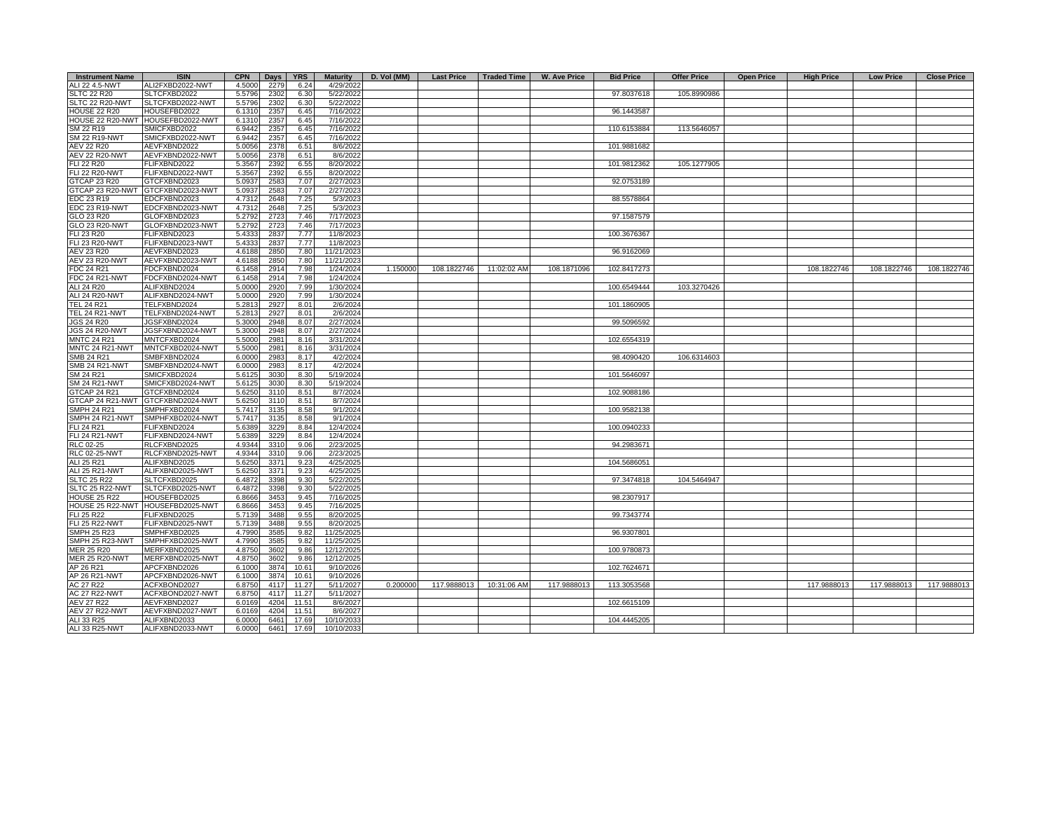| Instrument Name | ISIN | CPN | Days | YRS | Maturity | D. Vol (MM) | Last Price | Traded Time | W. Ave Price | Bid Price | Offer Price | Open Price | High Price | Low Price | Close Price |
|---|---|---|---|---|---|---|---|---|---|---|---|---|---|---|---|
| ALI 22 4.5-NWT | ALI2FXBD2022-NWT | 4.5000 | 2279 | 6.24 | 4/29/2022 | | | | | | | | | | |
| SLTC 22 R20 | SLTCFXBD2022 | 5.5796 | 2302 | 6.30 | 5/22/2022 | | | | | 97.8037618 | 105.8990986 | | | | |
| SLTC 22 R20-NWT | SLTCFXBD2022-NWT | 5.5796 | 2302 | 6.30 | 5/22/2022 | | | | | | | | | | |
| HOUSE 22 R20 | HOUSEFBD2022 | 6.1310 | 2357 | 6.45 | 7/16/2022 | | | | | 96.1443587 | | | | | |
| HOUSE 22 R20-NWT | HOUSEFBD2022-NWT | 6.1310 | 2357 | 6.45 | 7/16/2022 | | | | | | | | | | |
| SM 22 R19 | SMICFXBD2022 | 6.9442 | 2357 | 6.45 | 7/16/2022 | | | | | 110.6153884 | 113.5646057 | | | | |
| SM 22 R19-NWT | SMICFXBD2022-NWT | 6.9442 | 2357 | 6.45 | 7/16/2022 | | | | | | | | | | |
| AEV 22 R20 | AEVFXBND2022 | 5.0056 | 2378 | 6.51 | 8/6/2022 | | | | | 101.9881682 | | | | | |
| AEV 22 R20-NWT | AEVFXBND2022-NWT | 5.0056 | 2378 | 6.51 | 8/6/2022 | | | | | | | | | | |
| FLI 22 R20 | FLIFXBND2022 | 5.3567 | 2392 | 6.55 | 8/20/2022 | | | | | 101.9812362 | 105.1277905 | | | | |
| FLI 22 R20-NWT | FLIFXBND2022-NWT | 5.3567 | 2392 | 6.55 | 8/20/2022 | | | | | | | | | | |
| GTCAP 23 R20 | GTCFXBND2023 | 5.0937 | 2583 | 7.07 | 2/27/2023 | | | | | 92.0753189 | | | | | |
| GTCAP 23 R20-NWT | GTCFXBND2023-NWT | 5.0937 | 2583 | 7.07 | 2/27/2023 | | | | | | | | | | |
| EDC 23 R19 | EDCFXBND2023 | 4.7312 | 2648 | 7.25 | 5/3/2023 | | | | | 88.5578864 | | | | | |
| EDC 23 R19-NWT | EDCFXBND2023-NWT | 4.7312 | 2648 | 7.25 | 5/3/2023 | | | | | | | | | | |
| GLO 23 R20 | GLOFXBND2023 | 5.2792 | 2723 | 7.46 | 7/17/2023 | | | | | 97.1587579 | | | | | |
| GLO 23 R20-NWT | GLOFXBND2023-NWT | 5.2792 | 2723 | 7.46 | 7/17/2023 | | | | | | | | | | |
| FLI 23 R20 | FLIFXBND2023 | 5.4333 | 2837 | 7.77 | 11/8/2023 | | | | | 100.3676367 | | | | | |
| FLI 23 R20-NWT | FLIFXBND2023-NWT | 5.4333 | 2837 | 7.77 | 11/8/2023 | | | | | | | | | | |
| AEV 23 R20 | AEVFXBND2023 | 4.6188 | 2850 | 7.80 | 11/21/2023 | | | | | 96.9162069 | | | | | |
| AEV 23 R20-NWT | AEVFXBND2023-NWT | 4.6188 | 2850 | 7.80 | 11/21/2023 | | | | | | | | | | |
| FDC 24 R21 | FDCFXBND2024 | 6.1458 | 2914 | 7.98 | 1/24/2024 | 1.150000 | 108.1822746 | 11:02:02 AM | 108.1871096 | 102.8417273 | | | 108.1822746 | 108.1822746 | 108.1822746 |
| FDC 24 R21-NWT | FDCFXBND2024-NWT | 6.1458 | 2914 | 7.98 | 1/24/2024 | | | | | | | | | | |
| ALI 24 R20 | ALIFXBND2024 | 5.0000 | 2920 | 7.99 | 1/30/2024 | | | | | 100.6549444 | 103.3270426 | | | | |
| ALI 24 R20-NWT | ALIFXBND2024-NWT | 5.0000 | 2920 | 7.99 | 1/30/2024 | | | | | | | | | | |
| TEL 24 R21 | TELFXBND2024 | 5.2813 | 2927 | 8.01 | 2/6/2024 | | | | | 101.1860905 | | | | | |
| TEL 24 R21-NWT | TELFXBND2024-NWT | 5.2813 | 2927 | 8.01 | 2/6/2024 | | | | | | | | | | |
| JGS 24 R20 | JGSFXBND2024 | 5.3000 | 2948 | 8.07 | 2/27/2024 | | | | | 99.5096592 | | | | | |
| JGS 24 R20-NWT | JGSFXBND2024-NWT | 5.3000 | 2948 | 8.07 | 2/27/2024 | | | | | | | | | | |
| MNTC 24 R21 | MNTCFXBD2024 | 5.5000 | 2981 | 8.16 | 3/31/2024 | | | | | 102.6554319 | | | | | |
| MNTC 24 R21-NWT | MNTCFXBD2024-NWT | 5.5000 | 2981 | 8.16 | 3/31/2024 | | | | | | | | | | |
| SMB 24 R21 | SMBFXBND2024 | 6.0000 | 2983 | 8.17 | 4/2/2024 | | | | | 98.4090420 | 106.6314603 | | | | |
| SMB 24 R21-NWT | SMBFXBND2024-NWT | 6.0000 | 2983 | 8.17 | 4/2/2024 | | | | | | | | | | |
| SM 24 R21 | SMICFXBD2024 | 5.6125 | 3030 | 8.30 | 5/19/2024 | | | | | 101.5646097 | | | | | |
| SM 24 R21-NWT | SMICFXBD2024-NWT | 5.6125 | 3030 | 8.30 | 5/19/2024 | | | | | | | | | | |
| GTCAP 24 R21 | GTCFXBND2024 | 5.6250 | 3110 | 8.51 | 8/7/2024 | | | | | 102.9088186 | | | | | |
| GTCAP 24 R21-NWT | GTCFXBND2024-NWT | 5.6250 | 3110 | 8.51 | 8/7/2024 | | | | | | | | | | |
| SMPH 24 R21 | SMPHFXBD2024 | 5.7417 | 3135 | 8.58 | 9/1/2024 | | | | | 100.9582138 | | | | | |
| SMPH 24 R21-NWT | SMPHFXBD2024-NWT | 5.7417 | 3135 | 8.58 | 9/1/2024 | | | | | | | | | | |
| FLI 24 R21 | FLIFXBND2024 | 5.6389 | 3229 | 8.84 | 12/4/2024 | | | | | 100.0940233 | | | | | |
| FLI 24 R21-NWT | FLIFXBND2024-NWT | 5.6389 | 3229 | 8.84 | 12/4/2024 | | | | | | | | | | |
| RLC 02-25 | RLCFXBND2025 | 4.9344 | 3310 | 9.06 | 2/23/2025 | | | | | 94.2983671 | | | | | |
| RLC 02-25-NWT | RLCFXBND2025-NWT | 4.9344 | 3310 | 9.06 | 2/23/2025 | | | | | | | | | | |
| ALI 25 R21 | ALIFXBND2025 | 5.6250 | 3371 | 9.23 | 4/25/2025 | | | | | 104.5686051 | | | | | |
| ALI 25 R21-NWT | ALIFXBND2025-NWT | 5.6250 | 3371 | 9.23 | 4/25/2025 | | | | | | | | | | |
| SLTC 25 R22 | SLTCFXBD2025 | 6.4872 | 3398 | 9.30 | 5/22/2025 | | | | | 97.3474818 | 104.5464947 | | | | |
| SLTC 25 R22-NWT | SLTCFXBD2025-NWT | 6.4872 | 3398 | 9.30 | 5/22/2025 | | | | | | | | | | |
| HOUSE 25 R22 | HOUSEFBD2025 | 6.8666 | 3453 | 9.45 | 7/16/2025 | | | | | 98.2307917 | | | | | |
| HOUSE 25 R22-NWT | HOUSEFBD2025-NWT | 6.8666 | 3453 | 9.45 | 7/16/2025 | | | | | | | | | | |
| FLI 25 R22 | FLIFXBND2025 | 5.7139 | 3488 | 9.55 | 8/20/2025 | | | | | 99.7343774 | | | | | |
| FLI 25 R22-NWT | FLIFXBND2025-NWT | 5.7139 | 3488 | 9.55 | 8/20/2025 | | | | | | | | | | |
| SMPH 25 R23 | SMPHFXBD2025 | 4.7990 | 3585 | 9.82 | 11/25/2025 | | | | | 96.9307801 | | | | | |
| SMPH 25 R23-NWT | SMPHFXBD2025-NWT | 4.7990 | 3585 | 9.82 | 11/25/2025 | | | | | | | | | | |
| MER 25 R20 | MERFXBND2025 | 4.8750 | 3602 | 9.86 | 12/12/2025 | | | | | 100.9780873 | | | | | |
| MER 25 R20-NWT | MERFXBND2025-NWT | 4.8750 | 3602 | 9.86 | 12/12/2025 | | | | | | | | | | |
| AP 26 R21 | APCFXBND2026 | 6.1000 | 3874 | 10.61 | 9/10/2026 | | | | | 102.7624671 | | | | | |
| AP 26 R21-NWT | APCFXBND2026-NWT | 6.1000 | 3874 | 10.61 | 9/10/2026 | | | | | | | | | | |
| AC 27 R22 | ACFXBOND2027 | 6.8750 | 4117 | 11.27 | 5/11/2027 | 0.200000 | 117.9888013 | 10:31:06 AM | 117.9888013 | 113.3053568 | | | 117.9888013 | 117.9888013 | 117.9888013 |
| AC 27 R22-NWT | ACFXBOND2027-NWT | 6.8750 | 4117 | 11.27 | 5/11/2027 | | | | | | | | | | |
| AEV 27 R22 | AEVFXBND2027 | 6.0169 | 4204 | 11.51 | 8/6/2027 | | | | | 102.6615109 | | | | | |
| AEV 27 R22-NWT | AEVFXBND2027-NWT | 6.0169 | 4204 | 11.51 | 8/6/2027 | | | | | | | | | | |
| ALI 33 R25 | ALIFXBND2033 | 6.0000 | 6461 | 17.69 | 10/10/2033 | | | | | 104.4445205 | | | | | |
| ALI 33 R25-NWT | ALIFXBND2033-NWT | 6.0000 | 6461 | 17.69 | 10/10/2033 | | | | | | | | | | |